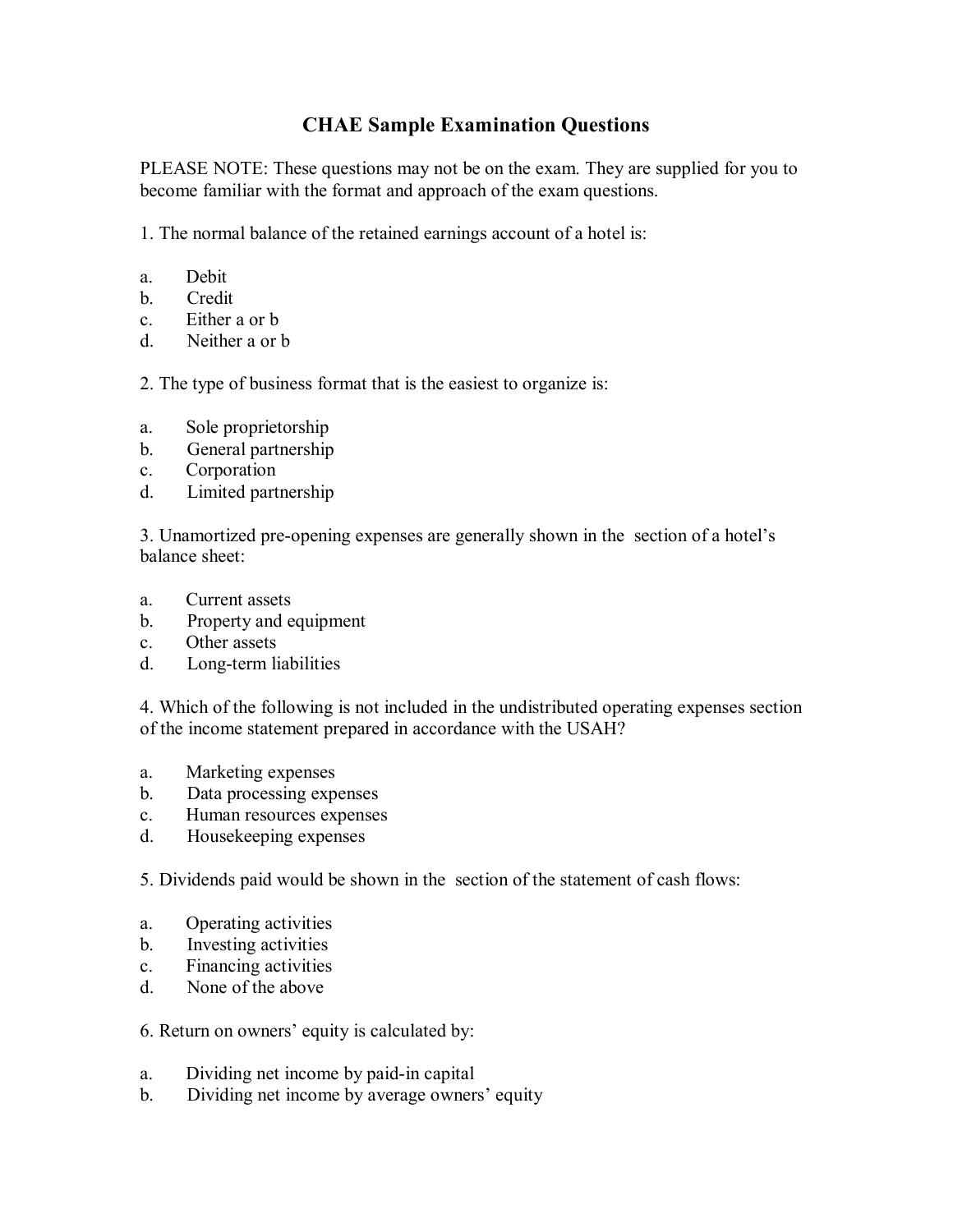# CHAE Sample Examination Questions

PLEASE NOTE: These questions may not be on the exam. They are supplied for you to become familiar with the format and approach of the exam questions.

1. The normal balance of the retained earnings account of a hotel is:

a. Debit
b. Credit
c. Either a or b
d. Neither a or b

2. The type of business format that is the easiest to organize is:

a. Sole proprietorship
b. General partnership
c. Corporation
d. Limited partnership

3. Unamortized pre-opening expenses are generally shown in the section of a hotel's balance sheet:

a. Current assets
b. Property and equipment
c. Other assets
d. Long-term liabilities

4. Which of the following is not included in the undistributed operating expenses section of the income statement prepared in accordance with the USAH?

a. Marketing expenses
b. Data processing expenses
c. Human resources expenses
d. Housekeeping expenses

5. Dividends paid would be shown in the section of the statement of cash flows:

a. Operating activities
b. Investing activities
c. Financing activities
d. None of the above

6. Return on owners' equity is calculated by:

a. Dividing net income by paid-in capital
b. Dividing net income by average owners' equity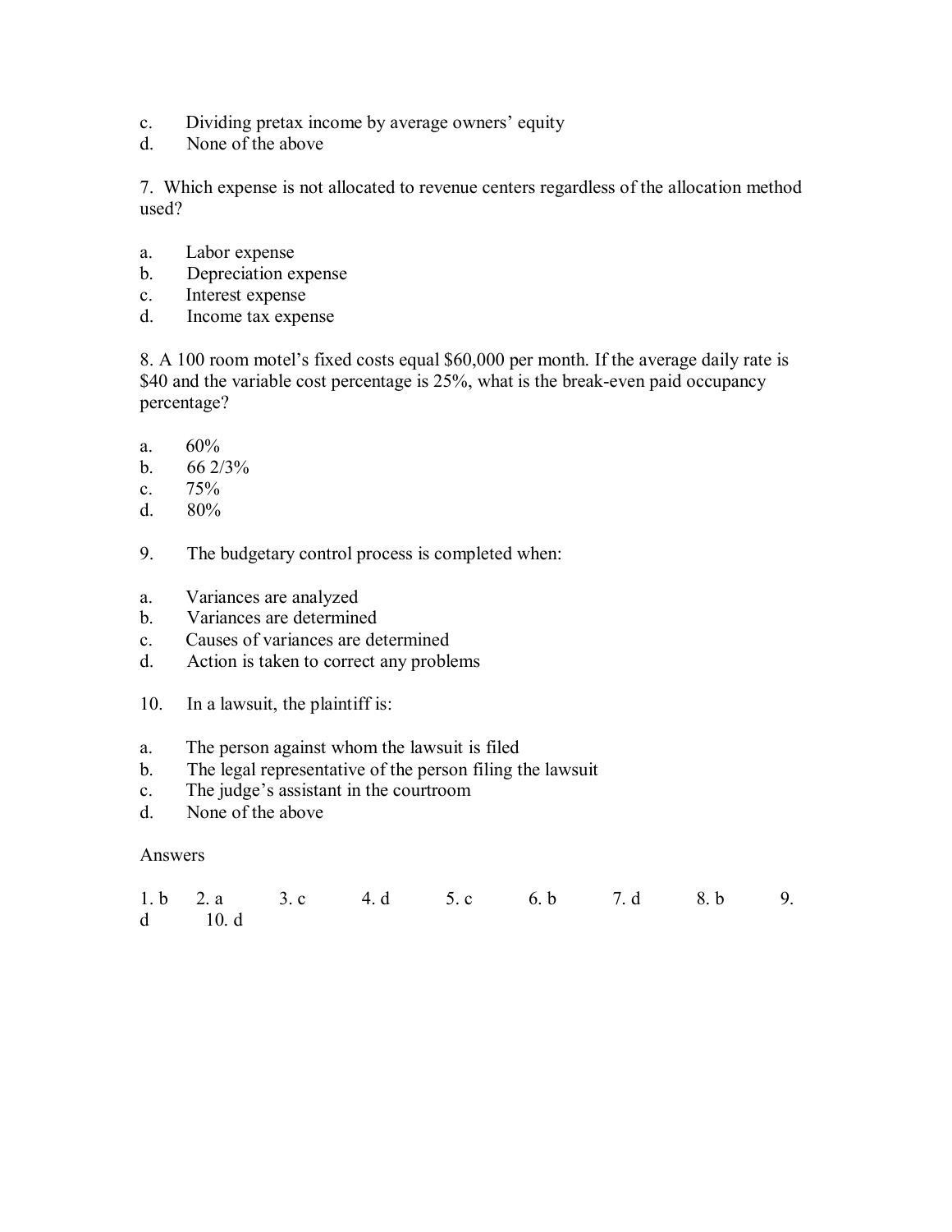c. Dividing pretax income by average owners' equity
d. None of the above

7. Which expense is not allocated to revenue centers regardless of the allocation method used?

a. Labor expense
b. Depreciation expense
c. Interest expense
d. Income tax expense

8. A 100 room motel's fixed costs equal $60,000 per month. If the average daily rate is $40 and the variable cost percentage is 25%, what is the break-even paid occupancy percentage?

a. 60%
b. 66 2/3%
c. 75%
d. 80%

9. The budgetary control process is completed when:

a. Variances are analyzed
b. Variances are determined
c. Causes of variances are determined
d. Action is taken to correct any problems

10. In a lawsuit, the plaintiff is:

a. The person against whom the lawsuit is filed
b. The legal representative of the person filing the lawsuit
c. The judge's assistant in the courtroom
d. None of the above

Answers

1. b 2. a 3. c 4. d 5. c 6. b 7. d 8. b 9. d 10. d